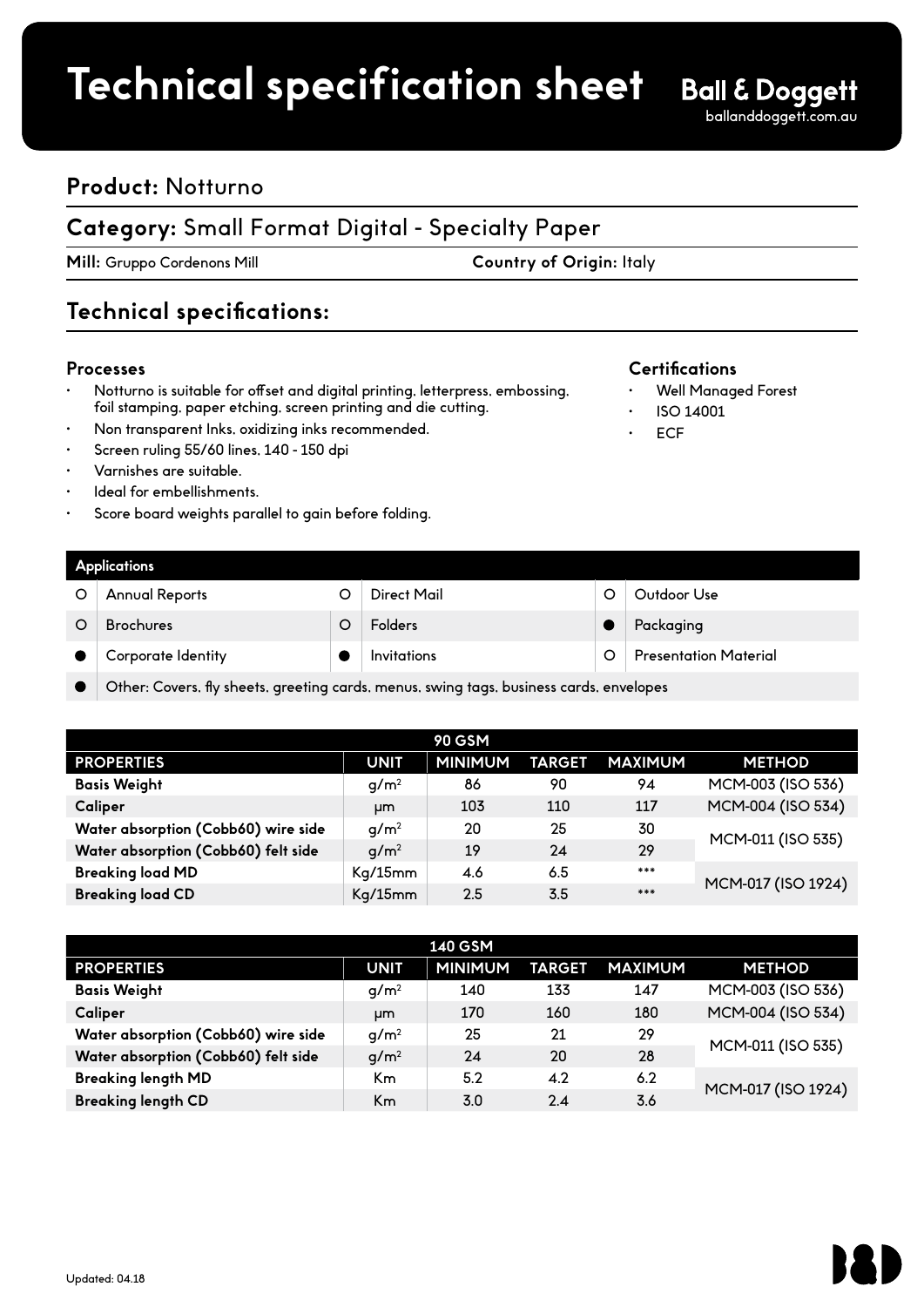# Technical specification sheet

**Ball & Doggett**
balland doggett.com.au

## Product: Notturno

## Category: Small Format Digital - Specialty Paper

**Mill:** Gruppo Cordenons Mill **Country of Origin:** Italy

## Technical specifications:

### Processes

- Notturno is suitable for offset and digital printing, letterpress, embossing, foil stamping, paper etching, screen printing and die cutting.
- Non transparent Inks, oxidizing inks recommended.
- Screen ruling 55/60 lines, 140 - 150 dpi
- Varnishes are suitable.
- Ideal for embellishments.
- Score board weights parallel to gain before folding.

### Certifications

- Well Managed Forest
- ISO 14001
- ECF

| Applications | | | | | |
|---|---|---|---|---|---|
| ○ | Annual Reports | ○ | Direct Mail | ○ | Outdoor Use |
| ○ | Brochures | ○ | Folders | ● | Packaging |
| ● | Corporate Identity | ● | Invitations | ○ | Presentation Material |
| ● | Other: Covers, fly sheets, greeting cards, menus, swing tags, business cards, envelopes | | | | |

| 90 GSM | | | | | |
|---|---|---|---|---|---|
| **PROPERTIES** | **UNIT** | **MINIMUM** | **TARGET** | **MAXIMUM** | **METHOD** |
| **Basis Weight** | $g/m^2$ | 86 | 90 | 94 | MCM-003 (ISO 536) |
| **Caliper** | μm | 103 | 110 | 117 | MCM-004 (ISO 534) |
| **Water absorption (Cobb60) wire side** | $g/m^2$ | 20 | 25 | 30 | MCM-011 (ISO 535) |
| **Water absorption (Cobb60) felt side** | $g/m^2$ | 19 | 24 | 29 | |
| **Breaking load MD** | Kg/15mm | 4.6 | 6.5 | *** | MCM-017 (ISO 1924) |
| **Breaking load CD** | Kg/15mm | 2.5 | 3.5 | *** | |

| 140 GSM | | | | | |
|---|---|---|---|---|---|
| **PROPERTIES** | **UNIT** | **MINIMUM** | **TARGET** | **MAXIMUM** | **METHOD** |
| **Basis Weight** | $g/m^2$ | 140 | 133 | 147 | MCM-003 (ISO 536) |
| **Caliper** | μm | 170 | 160 | 180 | MCM-004 (ISO 534) |
| **Water absorption (Cobb60) wire side** | $g/m^2$ | 25 | 21 | 29 | MCM-011 (ISO 535) |
| **Water absorption (Cobb60) felt side** | $g/m^2$ | 24 | 20 | 28 | |
| **Breaking length MD** | Km | 5.2 | 4.2 | 6.2 | MCM-017 (ISO 1924) |
| **Breaking length CD** | Km | 3.0 | 2.4 | 3.6 | |

Updated: 04.18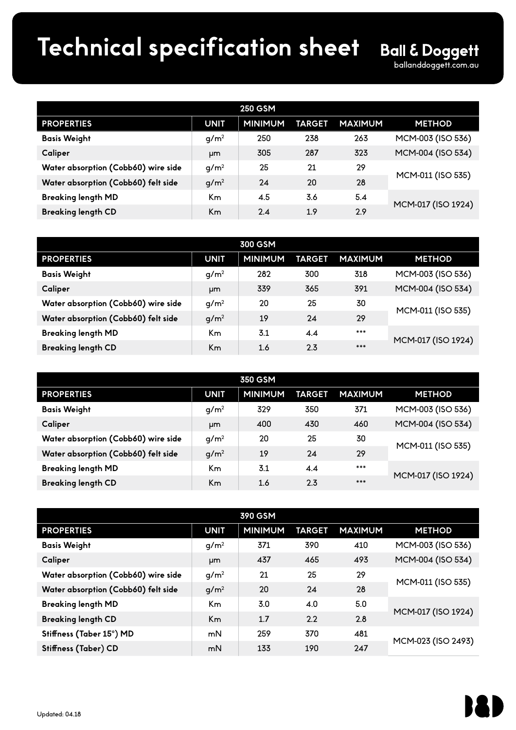# Technical specification sheet

**Ball & Doggett**
balland doggett.com.au

| 250 GSM | | | | | |
|---|---|---|---|---|---|
| **PROPERTIES** | **UNIT** | **MINIMUM** | **TARGET** | **MAXIMUM** | **METHOD** |
| **Basis Weight** | $g/m^2$ | 250 | 238 | 263 | MCM-003 (ISO 536) |
| **Caliper** | μm | 305 | 287 | 323 | MCM-004 (ISO 534) |
| **Water absorption (Cobb60) wire side** | $g/m^2$ | 25 | 21 | 29 | MCM-011 (ISO 535) |
| **Water absorption (Cobb60) felt side** | $g/m^2$ | 24 | 20 | 28 | |
| **Breaking length MD** | Km | 4.5 | 3.6 | 5.4 | MCM-017 (ISO 1924) |
| **Breaking length CD** | Km | 2.4 | 1.9 | 2.9 | |

| 300 GSM | | | | | |
|---|---|---|---|---|---|
| **PROPERTIES** | **UNIT** | **MINIMUM** | **TARGET** | **MAXIMUM** | **METHOD** |
| **Basis Weight** | $g/m^2$ | 282 | 300 | 318 | MCM-003 (ISO 536) |
| **Caliper** | μm | 339 | 365 | 391 | MCM-004 (ISO 534) |
| **Water absorption (Cobb60) wire side** | $g/m^2$ | 20 | 25 | 30 | MCM-011 (ISO 535) |
| **Water absorption (Cobb60) felt side** | $g/m^2$ | 19 | 24 | 29 | |
| **Breaking length MD** | Km | 3.1 | 4.4 | *** | MCM-017 (ISO 1924) |
| **Breaking length CD** | Km | 1.6 | 2.3 | *** | |

| 350 GSM | | | | | |
|---|---|---|---|---|---|
| **PROPERTIES** | **UNIT** | **MINIMUM** | **TARGET** | **MAXIMUM** | **METHOD** |
| **Basis Weight** | $g/m^2$ | 329 | 350 | 371 | MCM-003 (ISO 536) |
| **Caliper** | μm | 400 | 430 | 460 | MCM-004 (ISO 534) |
| **Water absorption (Cobb60) wire side** | $g/m^2$ | 20 | 25 | 30 | MCM-011 (ISO 535) |
| **Water absorption (Cobb60) felt side** | $g/m^2$ | 19 | 24 | 29 | |
| **Breaking length MD** | Km | 3.1 | 4.4 | *** | MCM-017 (ISO 1924) |
| **Breaking length CD** | Km | 1.6 | 2.3 | *** | |

| 390 GSM | | | | | |
|---|---|---|---|---|---|
| **PROPERTIES** | **UNIT** | **MINIMUM** | **TARGET** | **MAXIMUM** | **METHOD** |
| **Basis Weight** | $g/m^2$ | 371 | 390 | 410 | MCM-003 (ISO 536) |
| **Caliper** | μm | 437 | 465 | 493 | MCM-004 (ISO 534) |
| **Water absorption (Cobb60) wire side** | $g/m^2$ | 21 | 25 | 29 | MCM-011 (ISO 535) |
| **Water absorption (Cobb60) felt side** | $g/m^2$ | 20 | 24 | 28 | |
| **Breaking length MD** | Km | 3.0 | 4.0 | 5.0 | MCM-017 (ISO 1924) |
| **Breaking length CD** | Km | 1.7 | 2.2 | 2.8 | |
| **Stiffness (Taber 15°) MD** | mN | 259 | 370 | 481 | MCM-023 (ISO 2493) |
| **Stiffness (Taber) CD** | mN | 133 | 190 | 247 | |

Updated: 04.18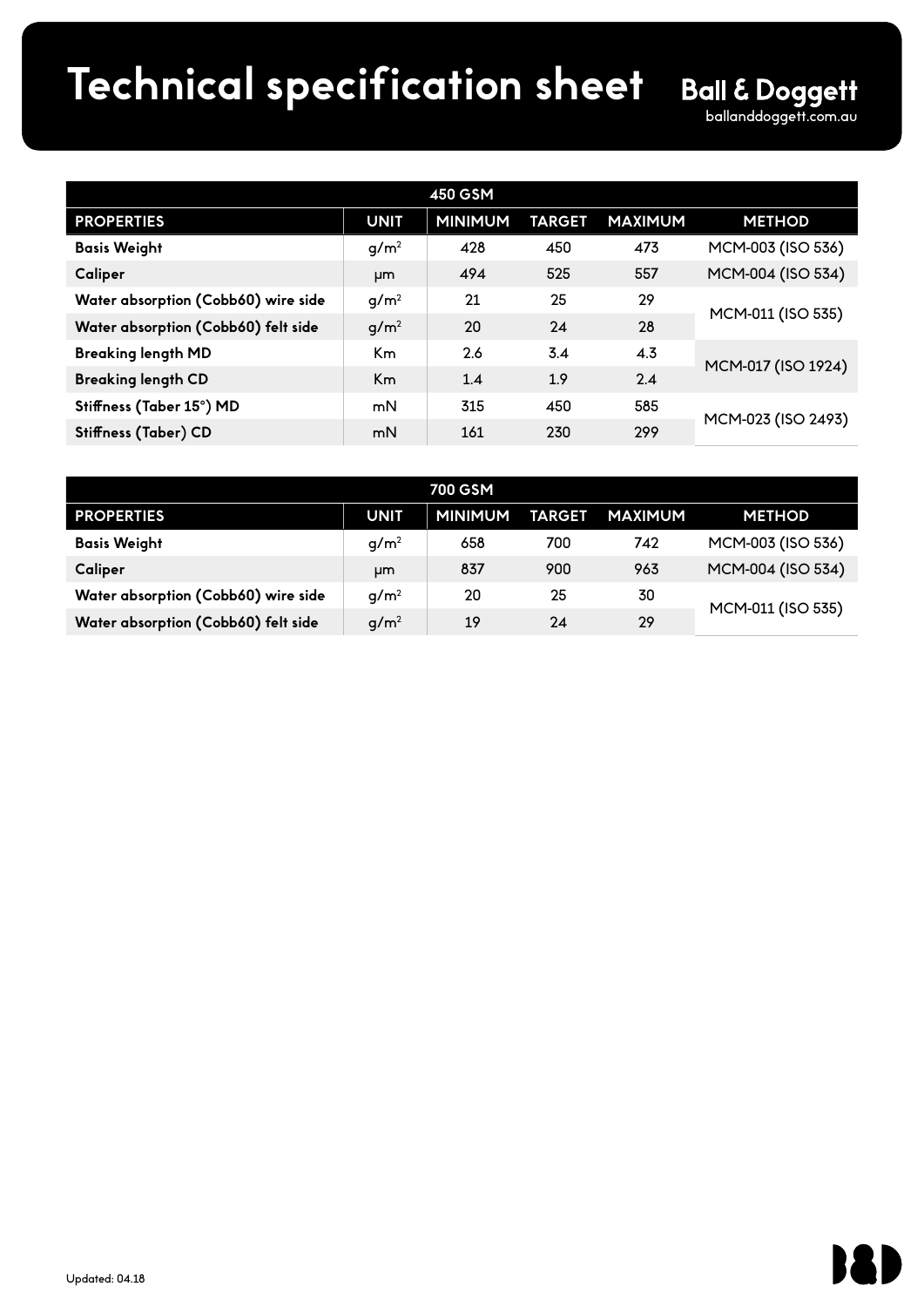# Technical specification sheet

**Ball & Doggett**
balldoggett.com.au

| 450 GSM | | | | | |
|---|---|---|---|---|---|
| **PROPERTIES** | **UNIT** | **MINIMUM** | **TARGET** | **MAXIMUM** | **METHOD** |
| **Basis Weight** | $g/m^2$ | 428 | 450 | 473 | MCM-003 (ISO 536) |
| **Caliper** | µm | 494 | 525 | 557 | MCM-004 (ISO 534) |
| **Water absorption (Cobb60) wire side** | $g/m^2$ | 21 | 25 | 29 | MCM-011 (ISO 535) |
| **Water absorption (Cobb60) felt side** | $g/m^2$ | 20 | 24 | 28 | |
| **Breaking length MD** | Km | 2.6 | 3.4 | 4.3 | MCM-017 (ISO 1924) |
| **Breaking length CD** | Km | 1.4 | 1.9 | 2.4 | |
| **Stiffness (Taber 15°) MD** | mN | 315 | 450 | 585 | MCM-023 (ISO 2493) |
| **Stiffness (Taber) CD** | mN | 161 | 230 | 299 | |

| 700 GSM | | | | | |
|---|---|---|---|---|---|
| **PROPERTIES** | **UNIT** | **MINIMUM** | **TARGET** | **MAXIMUM** | **METHOD** |
| **Basis Weight** | $g/m^2$ | 658 | 700 | 742 | MCM-003 (ISO 536) |
| **Caliper** | µm | 837 | 900 | 963 | MCM-004 (ISO 534) |
| **Water absorption (Cobb60) wire side** | $g/m^2$ | 20 | 25 | 30 | MCM-011 (ISO 535) |
| **Water absorption (Cobb60) felt side** | $g/m^2$ | 19 | 24 | 29 | |

Updated: 04.18